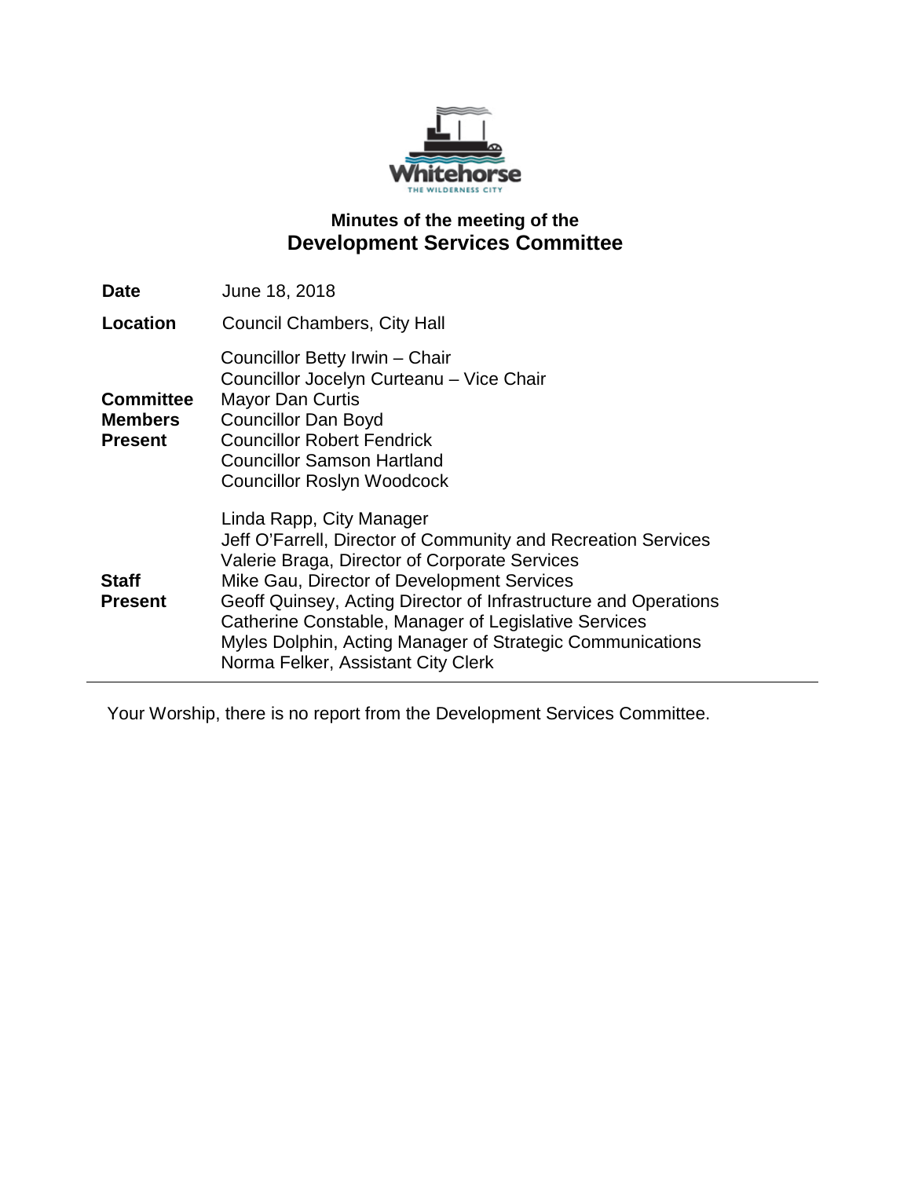## Minutes of the meeting of the
# Development Services Committee

| | |
|---|---|
| **Date** | June 18, 2018 |
| **Location** | Council Chambers, City Hall |
| **Committee Members Present** | Councillor Betty Irwin – Chair<br>Councillor Jocelyn Curteanu – Vice Chair<br>Mayor Dan Curtis<br>Councillor Dan Boyd<br>Councillor Robert Fendrick<br>Councillor Samson Hartland<br>Councillor Roslyn Woodcock |
| **Staff Present** | Linda Rapp, City Manager<br>Jeff O'Farrell, Director of Community and Recreation Services<br>Valerie Braga, Director of Corporate Services<br>Mike Gau, Director of Development Services<br>Geoff Quinsey, Acting Director of Infrastructure and Operations<br>Catherine Constable, Manager of Legislative Services<br>Myles Dolphin, Acting Manager of Strategic Communications<br>Norma Felker, Assistant City Clerk |

Your Worship, there is no report from the Development Services Committee.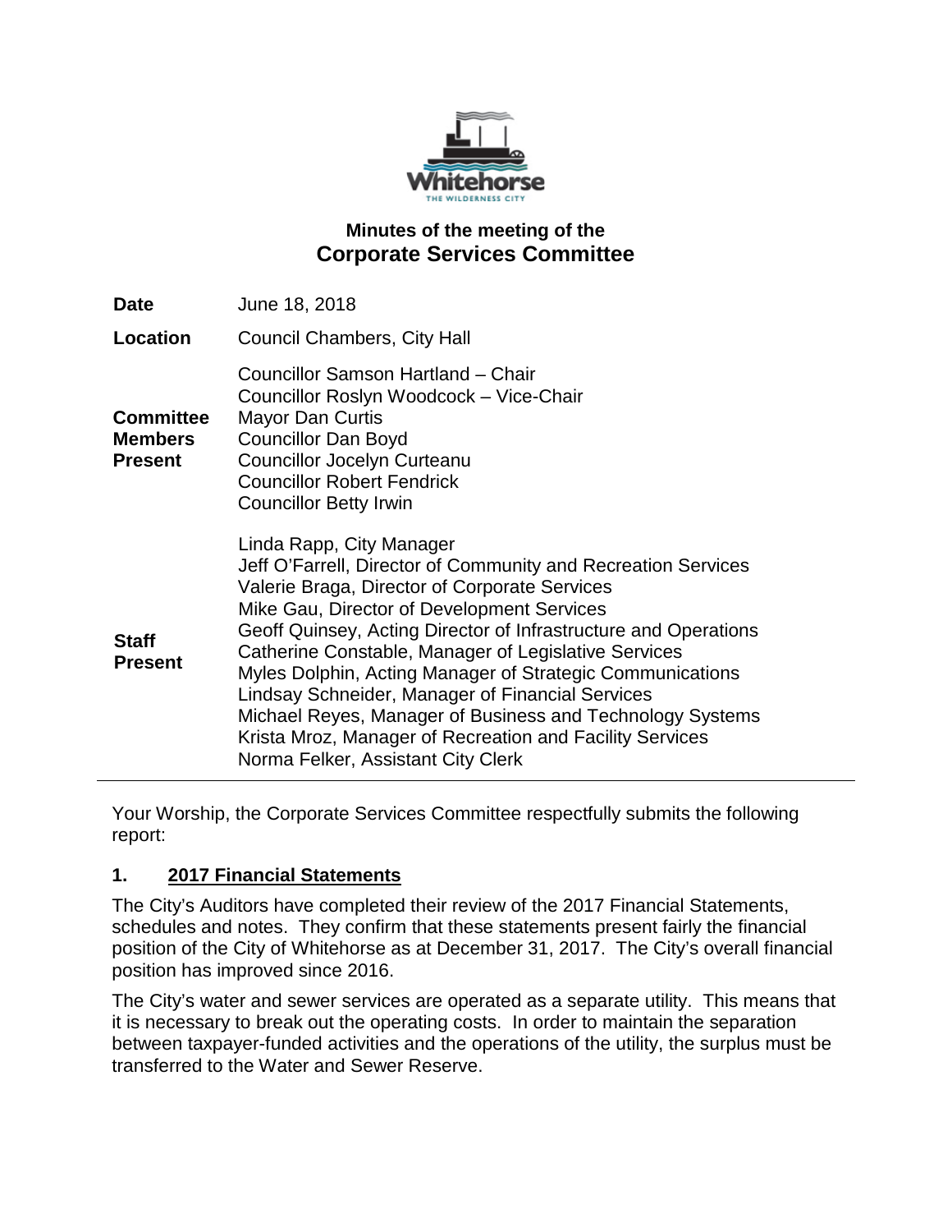# Minutes of the meeting of the
## Corporate Services Committee

| | |
|---|---|
| **Date** | June 18, 2018 |
| **Location** | Council Chambers, City Hall |
| **Committee Members Present** | Councillor Samson Hartland – Chair<br>Councillor Roslyn Woodcock – Vice-Chair<br>Mayor Dan Curtis<br>Councillor Dan Boyd<br>Councillor Jocelyn Curteanu<br>Councillor Robert Fendrick<br>Councillor Betty Irwin |
| **Staff Present** | Linda Rapp, City Manager<br>Jeff O'Farrell, Director of Community and Recreation Services<br>Valerie Braga, Director of Corporate Services<br>Mike Gau, Director of Development Services<br>Geoff Quinsey, Acting Director of Infrastructure and Operations<br>Catherine Constable, Manager of Legislative Services<br>Myles Dolphin, Acting Manager of Strategic Communications<br>Lindsay Schneider, Manager of Financial Services<br>Michael Reyes, Manager of Business and Technology Systems<br>Krista Mroz, Manager of Recreation and Facility Services<br>Norma Felker, Assistant City Clerk |

Your Worship, the Corporate Services Committee respectfully submits the following report:

## 1. 2017 Financial Statements

The City's Auditors have completed their review of the 2017 Financial Statements, schedules and notes. They confirm that these statements present fairly the financial position of the City of Whitehorse as at December 31, 2017. The City's overall financial position has improved since 2016.

The City's water and sewer services are operated as a separate utility. This means that it is necessary to break out the operating costs. In order to maintain the separation between taxpayer-funded activities and the operations of the utility, the surplus must be transferred to the Water and Sewer Reserve.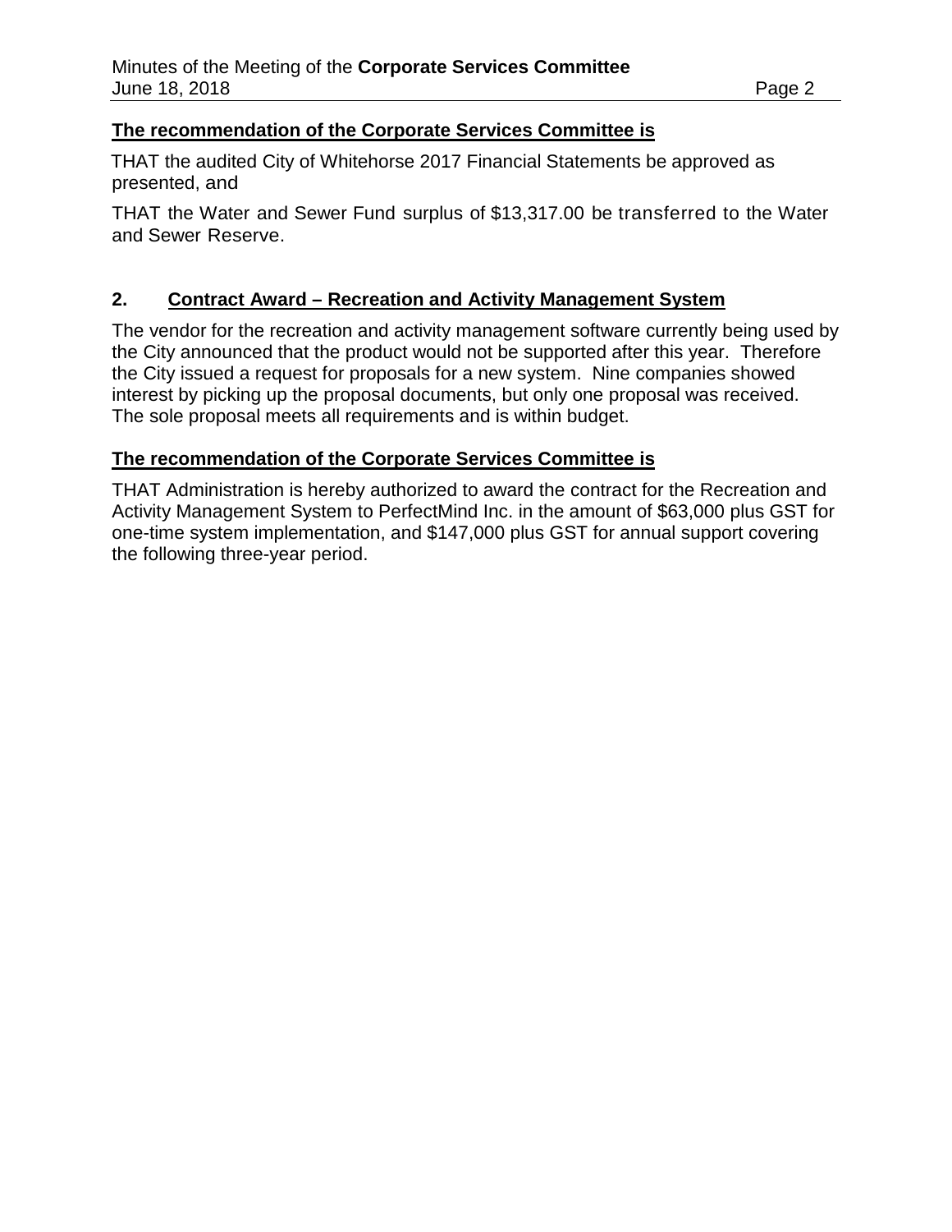**The recommendation of the Corporate Services Committee is**

THAT the audited City of Whitehorse 2017 Financial Statements be approved as presented, and

THAT the Water and Sewer Fund surplus of $13,317.00 be transferred to the Water and Sewer Reserve.

## 2. Contract Award – Recreation and Activity Management System

The vendor for the recreation and activity management software currently being used by the City announced that the product would not be supported after this year. Therefore the City issued a request for proposals for a new system. Nine companies showed interest by picking up the proposal documents, but only one proposal was received. The sole proposal meets all requirements and is within budget.

**The recommendation of the Corporate Services Committee is**

THAT Administration is hereby authorized to award the contract for the Recreation and Activity Management System to PerfectMind Inc. in the amount of $63,000 plus GST for one-time system implementation, and $147,000 plus GST for annual support covering the following three-year period.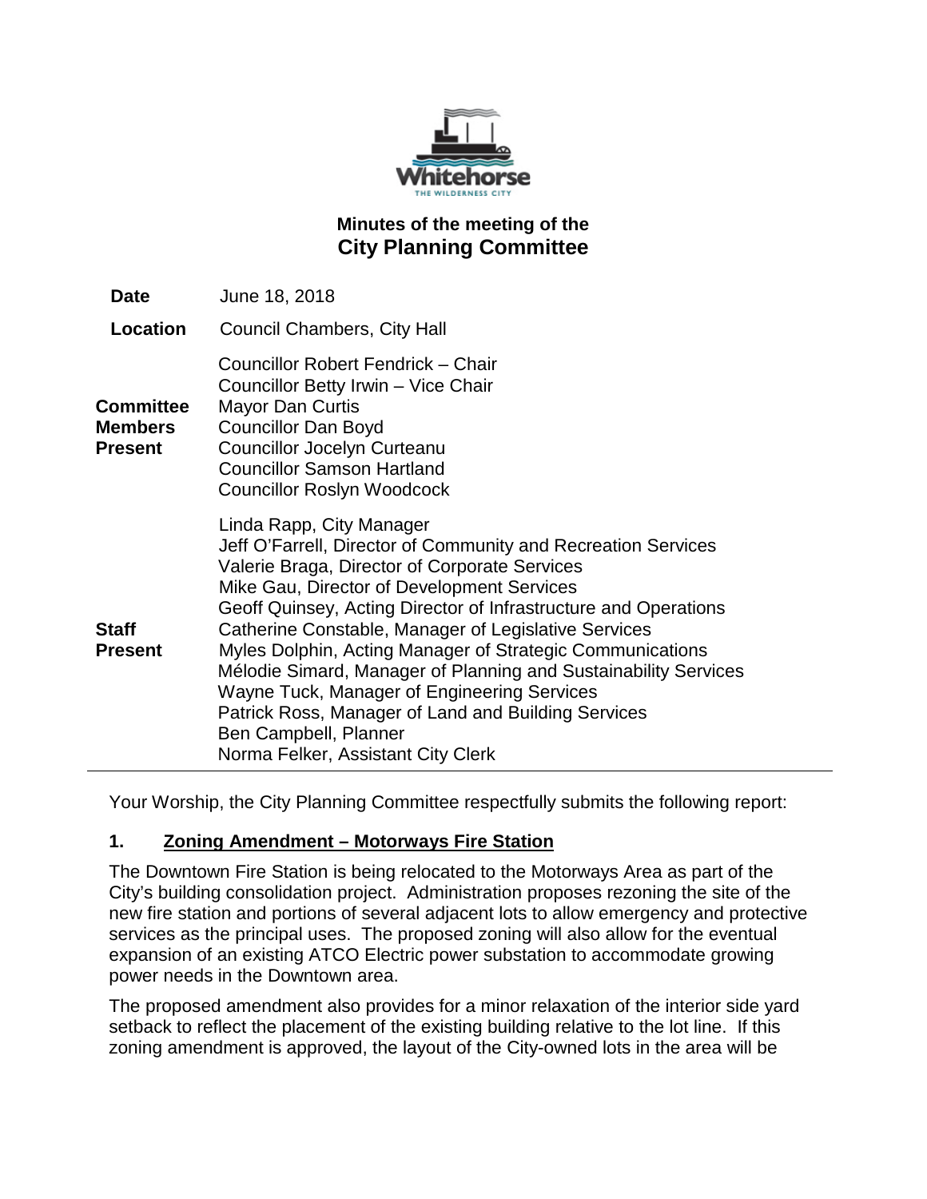# Minutes of the meeting of the
## City Planning Committee

| | |
|---|---|
| **Date** | June 18, 2018 |
| **Location** | Council Chambers, City Hall |
| **Committee Members Present** | Councillor Robert Fendrick – Chair<br>Councillor Betty Irwin – Vice Chair<br>Mayor Dan Curtis<br>Councillor Dan Boyd<br>Councillor Jocelyn Curteanu<br>Councillor Samson Hartland<br>Councillor Roslyn Woodcock |
| **Staff Present** | Linda Rapp, City Manager<br>Jeff O'Farrell, Director of Community and Recreation Services<br>Valerie Braga, Director of Corporate Services<br>Mike Gau, Director of Development Services<br>Geoff Quinsey, Acting Director of Infrastructure and Operations<br>Catherine Constable, Manager of Legislative Services<br>Myles Dolphin, Acting Manager of Strategic Communications<br>Mélodie Simard, Manager of Planning and Sustainability Services<br>Wayne Tuck, Manager of Engineering Services<br>Patrick Ross, Manager of Land and Building Services<br>Ben Campbell, Planner<br>Norma Felker, Assistant City Clerk |

Your Worship, the City Planning Committee respectfully submits the following report:

### 1. Zoning Amendment – Motorways Fire Station

The Downtown Fire Station is being relocated to the Motorways Area as part of the City's building consolidation project. Administration proposes rezoning the site of the new fire station and portions of several adjacent lots to allow emergency and protective services as the principal uses. The proposed zoning will also allow for the eventual expansion of an existing ATCO Electric power substation to accommodate growing power needs in the Downtown area.

The proposed amendment also provides for a minor relaxation of the interior side yard setback to reflect the placement of the existing building relative to the lot line. If this zoning amendment is approved, the layout of the City-owned lots in the area will be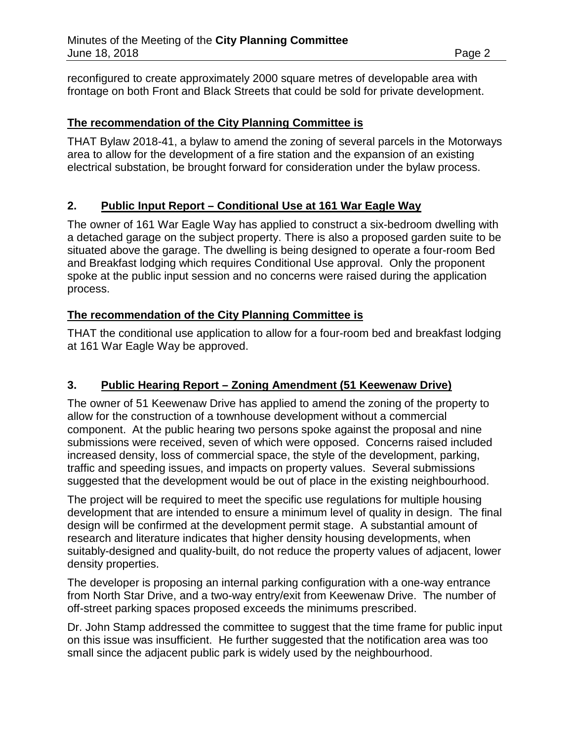reconfigured to create approximately 2000 square metres of developable area with frontage on both Front and Black Streets that could be sold for private development.

**The recommendation of the City Planning Committee is**

THAT Bylaw 2018-41, a bylaw to amend the zoning of several parcels in the Motorways area to allow for the development of a fire station and the expansion of an existing electrical substation, be brought forward for consideration under the bylaw process.

## 2. Public Input Report – Conditional Use at 161 War Eagle Way

The owner of 161 War Eagle Way has applied to construct a six-bedroom dwelling with a detached garage on the subject property. There is also a proposed garden suite to be situated above the garage. The dwelling is being designed to operate a four-room Bed and Breakfast lodging which requires Conditional Use approval. Only the proponent spoke at the public input session and no concerns were raised during the application process.

**The recommendation of the City Planning Committee is**

THAT the conditional use application to allow for a four-room bed and breakfast lodging at 161 War Eagle Way be approved.

## 3. Public Hearing Report – Zoning Amendment (51 Keewenaw Drive)

The owner of 51 Keewenaw Drive has applied to amend the zoning of the property to allow for the construction of a townhouse development without a commercial component. At the public hearing two persons spoke against the proposal and nine submissions were received, seven of which were opposed. Concerns raised included increased density, loss of commercial space, the style of the development, parking, traffic and speeding issues, and impacts on property values. Several submissions suggested that the development would be out of place in the existing neighbourhood.

The project will be required to meet the specific use regulations for multiple housing development that are intended to ensure a minimum level of quality in design. The final design will be confirmed at the development permit stage. A substantial amount of research and literature indicates that higher density housing developments, when suitably-designed and quality-built, do not reduce the property values of adjacent, lower density properties.

The developer is proposing an internal parking configuration with a one-way entrance from North Star Drive, and a two-way entry/exit from Keewenaw Drive. The number of off-street parking spaces proposed exceeds the minimums prescribed.

Dr. John Stamp addressed the committee to suggest that the time frame for public input on this issue was insufficient. He further suggested that the notification area was too small since the adjacent public park is widely used by the neighbourhood.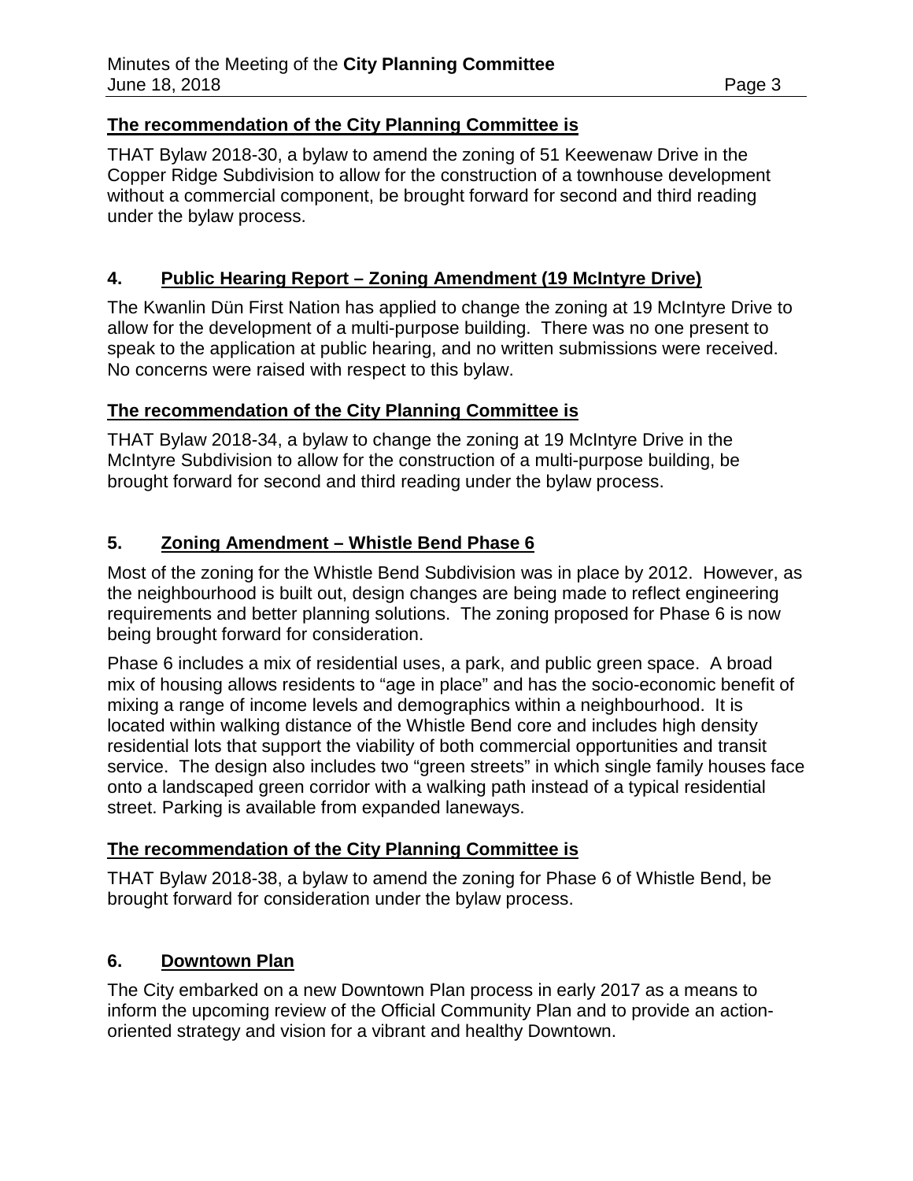**The recommendation of the City Planning Committee is**

THAT Bylaw 2018-30, a bylaw to amend the zoning of 51 Keewenaw Drive in the Copper Ridge Subdivision to allow for the construction of a townhouse development without a commercial component, be brought forward for second and third reading under the bylaw process.

## 4. Public Hearing Report – Zoning Amendment (19 McIntyre Drive)

The Kwanlin Dün First Nation has applied to change the zoning at 19 McIntyre Drive to allow for the development of a multi-purpose building. There was no one present to speak to the application at public hearing, and no written submissions were received. No concerns were raised with respect to this bylaw.

**The recommendation of the City Planning Committee is**

THAT Bylaw 2018-34, a bylaw to change the zoning at 19 McIntyre Drive in the McIntyre Subdivision to allow for the construction of a multi-purpose building, be brought forward for second and third reading under the bylaw process.

## 5. Zoning Amendment – Whistle Bend Phase 6

Most of the zoning for the Whistle Bend Subdivision was in place by 2012. However, as the neighbourhood is built out, design changes are being made to reflect engineering requirements and better planning solutions. The zoning proposed for Phase 6 is now being brought forward for consideration.

Phase 6 includes a mix of residential uses, a park, and public green space. A broad mix of housing allows residents to "age in place" and has the socio-economic benefit of mixing a range of income levels and demographics within a neighbourhood. It is located within walking distance of the Whistle Bend core and includes high density residential lots that support the viability of both commercial opportunities and transit service. The design also includes two "green streets" in which single family houses face onto a landscaped green corridor with a walking path instead of a typical residential street. Parking is available from expanded laneways.

**The recommendation of the City Planning Committee is**

THAT Bylaw 2018-38, a bylaw to amend the zoning for Phase 6 of Whistle Bend, be brought forward for consideration under the bylaw process.

## 6. Downtown Plan

The City embarked on a new Downtown Plan process in early 2017 as a means to inform the upcoming review of the Official Community Plan and to provide an action-oriented strategy and vision for a vibrant and healthy Downtown.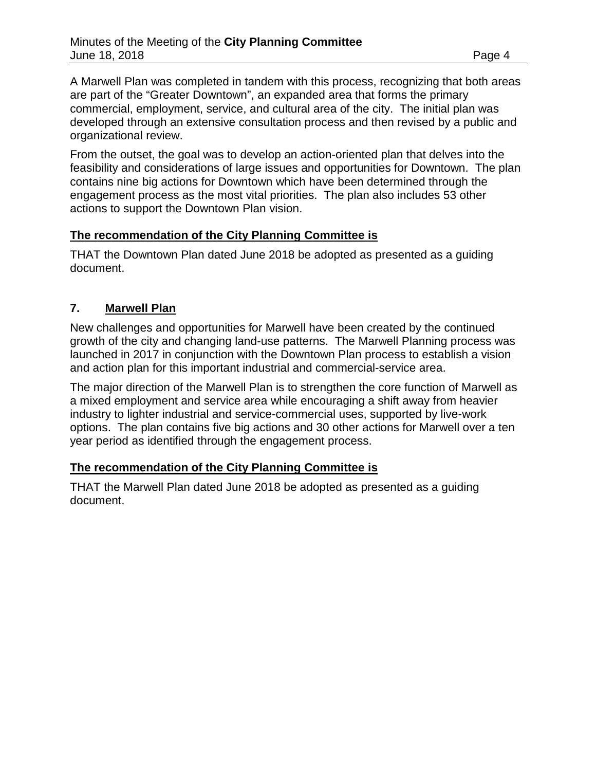A Marwell Plan was completed in tandem with this process, recognizing that both areas are part of the "Greater Downtown", an expanded area that forms the primary commercial, employment, service, and cultural area of the city. The initial plan was developed through an extensive consultation process and then revised by a public and organizational review.

From the outset, the goal was to develop an action-oriented plan that delves into the feasibility and considerations of large issues and opportunities for Downtown. The plan contains nine big actions for Downtown which have been determined through the engagement process as the most vital priorities. The plan also includes 53 other actions to support the Downtown Plan vision.

**The recommendation of the City Planning Committee is**

THAT the Downtown Plan dated June 2018 be adopted as presented as a guiding document.

## 7. Marwell Plan

New challenges and opportunities for Marwell have been created by the continued growth of the city and changing land-use patterns. The Marwell Planning process was launched in 2017 in conjunction with the Downtown Plan process to establish a vision and action plan for this important industrial and commercial-service area.

The major direction of the Marwell Plan is to strengthen the core function of Marwell as a mixed employment and service area while encouraging a shift away from heavier industry to lighter industrial and service-commercial uses, supported by live-work options. The plan contains five big actions and 30 other actions for Marwell over a ten year period as identified through the engagement process.

**The recommendation of the City Planning Committee is**

THAT the Marwell Plan dated June 2018 be adopted as presented as a guiding document.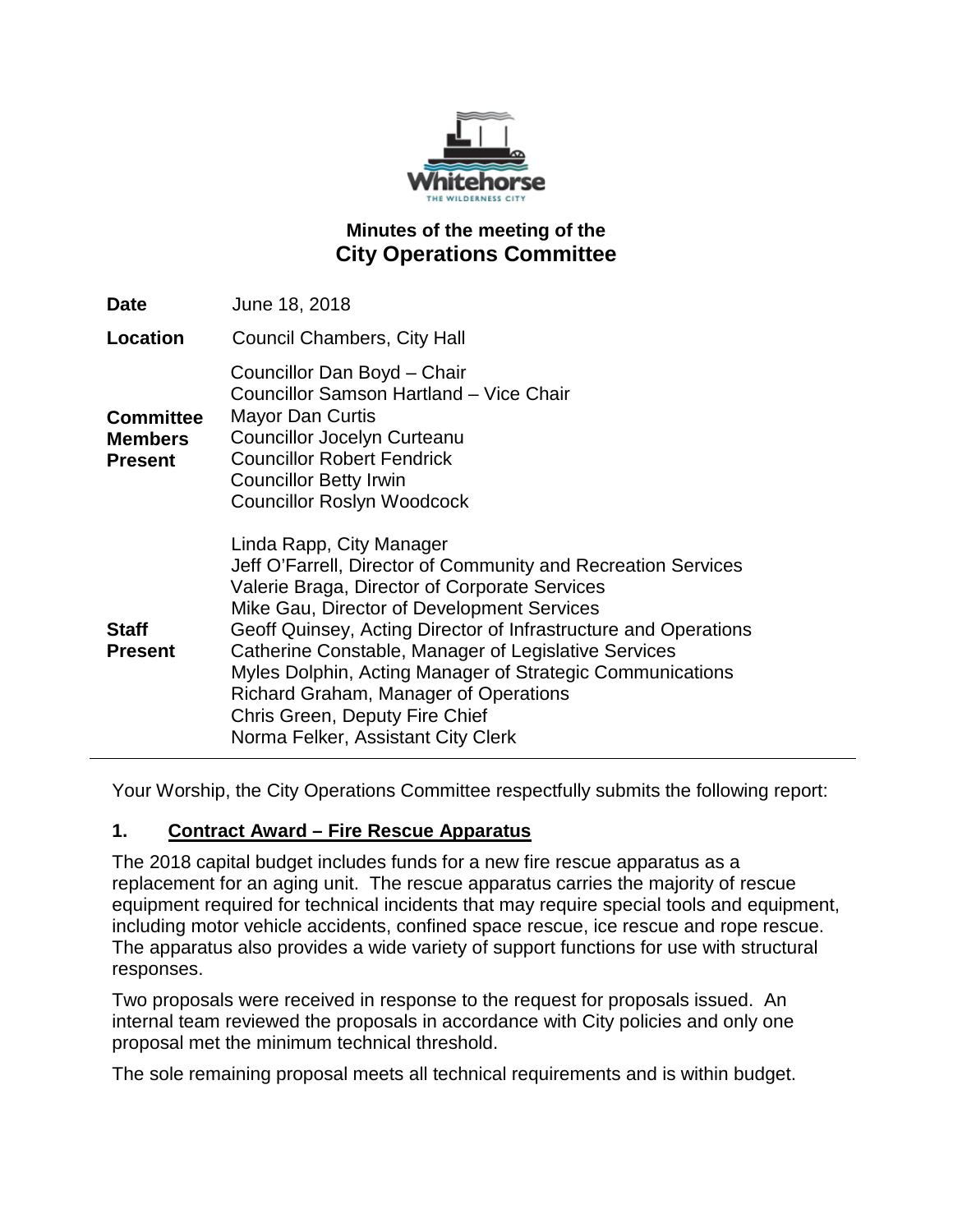## Minutes of the meeting of the
# City Operations Committee

| | |
|---|---|
| **Date** | June 18, 2018 |
| **Location** | Council Chambers, City Hall |
| **Committee Members Present** | Councillor Dan Boyd – Chair<br>Councillor Samson Hartland – Vice Chair<br>Mayor Dan Curtis<br>Councillor Jocelyn Curteanu<br>Councillor Robert Fendrick<br>Councillor Betty Irwin<br>Councillor Roslyn Woodcock |
| **Staff Present** | Linda Rapp, City Manager<br>Jeff O'Farrell, Director of Community and Recreation Services<br>Valerie Braga, Director of Corporate Services<br>Mike Gau, Director of Development Services<br>Geoff Quinsey, Acting Director of Infrastructure and Operations<br>Catherine Constable, Manager of Legislative Services<br>Myles Dolphin, Acting Manager of Strategic Communications<br>Richard Graham, Manager of Operations<br>Chris Green, Deputy Fire Chief<br>Norma Felker, Assistant City Clerk |

Your Worship, the City Operations Committee respectfully submits the following report:

**1. Contract Award – Fire Rescue Apparatus**

The 2018 capital budget includes funds for a new fire rescue apparatus as a replacement for an aging unit. The rescue apparatus carries the majority of rescue equipment required for technical incidents that may require special tools and equipment, including motor vehicle accidents, confined space rescue, ice rescue and rope rescue. The apparatus also provides a wide variety of support functions for use with structural responses.

Two proposals were received in response to the request for proposals issued. An internal team reviewed the proposals in accordance with City policies and only one proposal met the minimum technical threshold.

The sole remaining proposal meets all technical requirements and is within budget.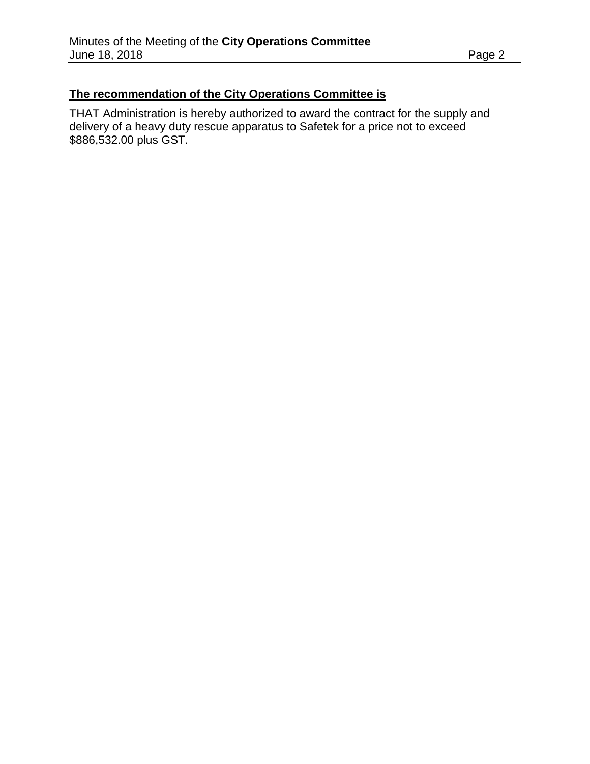**<u>The recommendation of the City Operations Committee is</u>**

THAT Administration is hereby authorized to award the contract for the supply and delivery of a heavy duty rescue apparatus to Safetek for a price not to exceed $886,532.00 plus GST.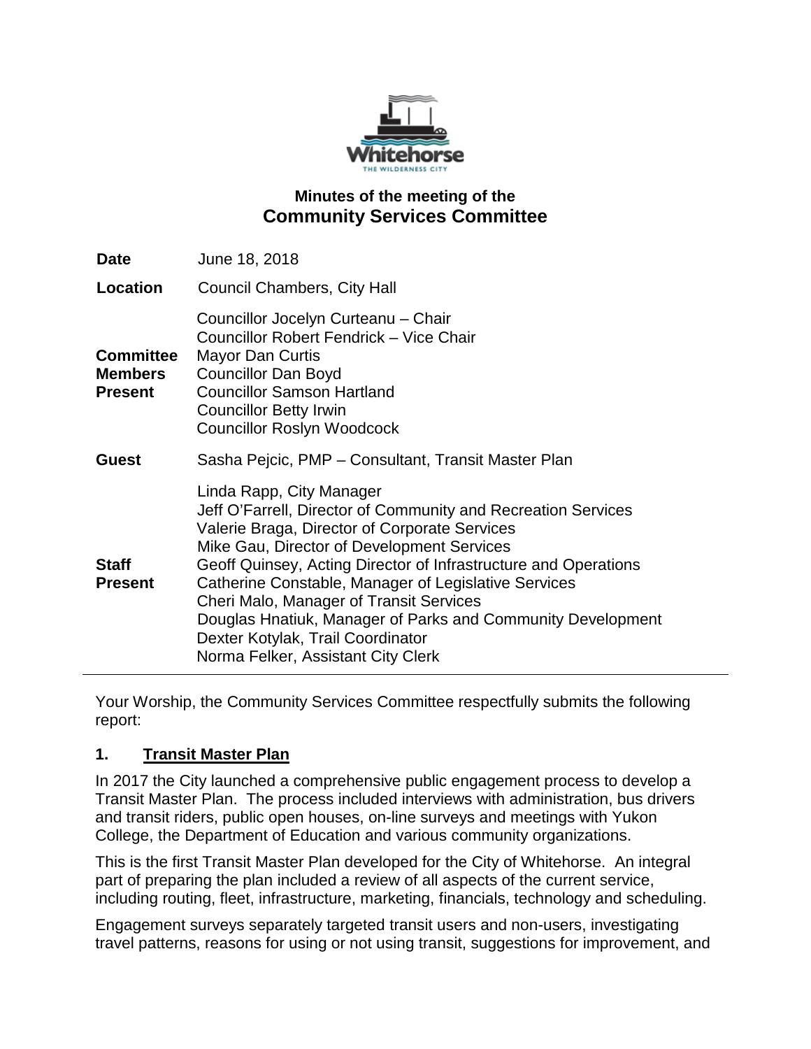**Minutes of the meeting of the**
## Community Services Committee

| | |
|---|---|
| **Date** | June 18, 2018 |
| **Location** | Council Chambers, City Hall |
| **Committee Members Present** | Councillor Jocelyn Curteanu – Chair<br>Councillor Robert Fendrick – Vice Chair<br>Mayor Dan Curtis<br>Councillor Dan Boyd<br>Councillor Samson Hartland<br>Councillor Betty Irwin<br>Councillor Roslyn Woodcock |
| **Guest** | Sasha Pejcic, PMP – Consultant, Transit Master Plan |
| **Staff Present** | Linda Rapp, City Manager<br>Jeff O'Farrell, Director of Community and Recreation Services<br>Valerie Braga, Director of Corporate Services<br>Mike Gau, Director of Development Services<br>Geoff Quinsey, Acting Director of Infrastructure and Operations<br>Catherine Constable, Manager of Legislative Services<br>Cheri Malo, Manager of Transit Services<br>Douglas Hnatiuk, Manager of Parks and Community Development<br>Dexter Kotylak, Trail Coordinator<br>Norma Felker, Assistant City Clerk |

---

Your Worship, the Community Services Committee respectfully submits the following report:

### 1. Transit Master Plan

In 2017 the City launched a comprehensive public engagement process to develop a Transit Master Plan. The process included interviews with administration, bus drivers and transit riders, public open houses, on-line surveys and meetings with Yukon College, the Department of Education and various community organizations.

This is the first Transit Master Plan developed for the City of Whitehorse. An integral part of preparing the plan included a review of all aspects of the current service, including routing, fleet, infrastructure, marketing, financials, technology and scheduling.

Engagement surveys separately targeted transit users and non-users, investigating travel patterns, reasons for using or not using transit, suggestions for improvement, and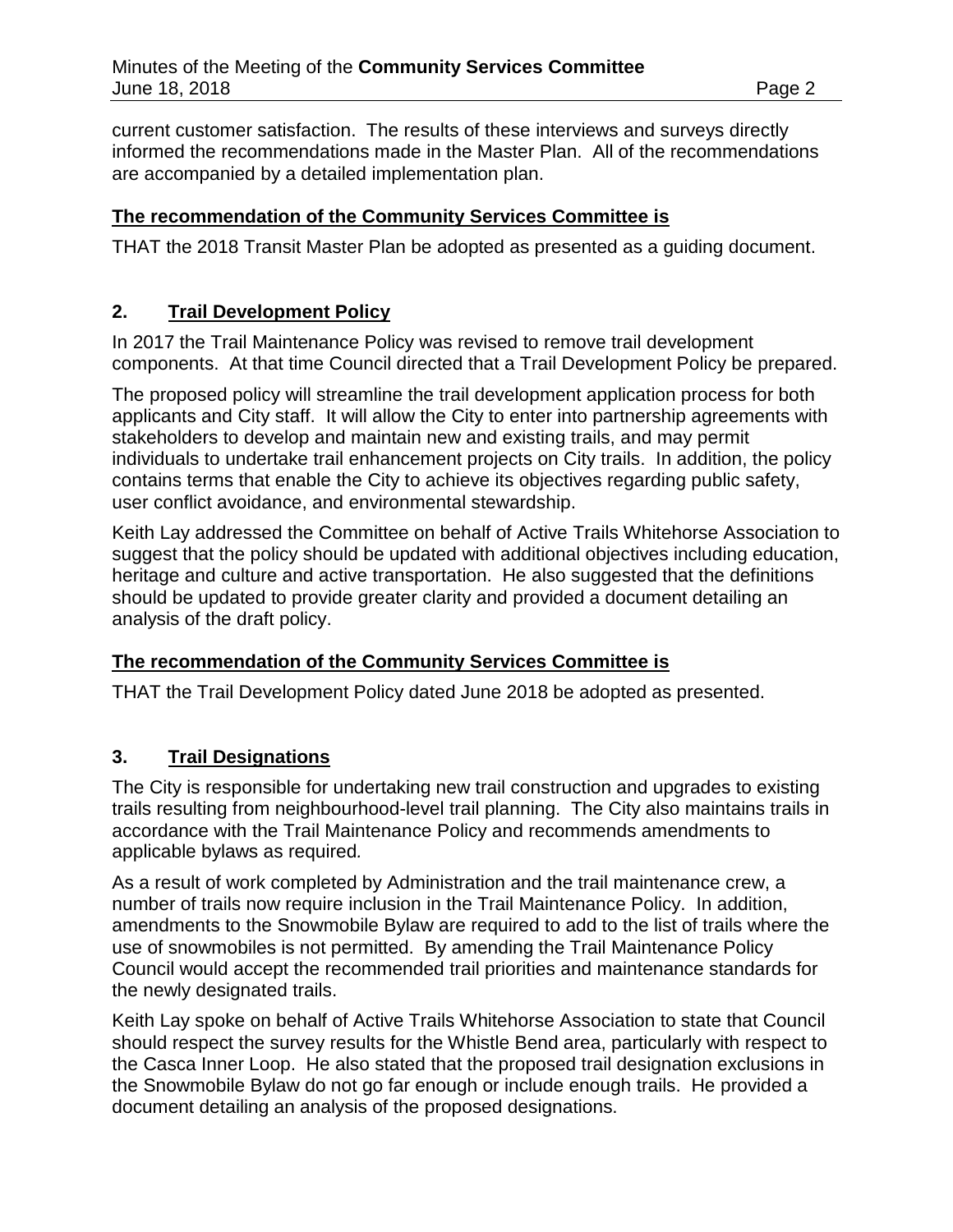current customer satisfaction. The results of these interviews and surveys directly informed the recommendations made in the Master Plan. All of the recommendations are accompanied by a detailed implementation plan.

**The recommendation of the Community Services Committee is**

THAT the 2018 Transit Master Plan be adopted as presented as a guiding document.

## 2. Trail Development Policy

In 2017 the Trail Maintenance Policy was revised to remove trail development components. At that time Council directed that a Trail Development Policy be prepared.

The proposed policy will streamline the trail development application process for both applicants and City staff. It will allow the City to enter into partnership agreements with stakeholders to develop and maintain new and existing trails, and may permit individuals to undertake trail enhancement projects on City trails. In addition, the policy contains terms that enable the City to achieve its objectives regarding public safety, user conflict avoidance, and environmental stewardship.

Keith Lay addressed the Committee on behalf of Active Trails Whitehorse Association to suggest that the policy should be updated with additional objectives including education, heritage and culture and active transportation. He also suggested that the definitions should be updated to provide greater clarity and provided a document detailing an analysis of the draft policy.

**The recommendation of the Community Services Committee is**

THAT the Trail Development Policy dated June 2018 be adopted as presented.

## 3. Trail Designations

The City is responsible for undertaking new trail construction and upgrades to existing trails resulting from neighbourhood-level trail planning. The City also maintains trails in accordance with the Trail Maintenance Policy and recommends amendments to applicable bylaws as required.

As a result of work completed by Administration and the trail maintenance crew, a number of trails now require inclusion in the Trail Maintenance Policy. In addition, amendments to the Snowmobile Bylaw are required to add to the list of trails where the use of snowmobiles is not permitted. By amending the Trail Maintenance Policy Council would accept the recommended trail priorities and maintenance standards for the newly designated trails.

Keith Lay spoke on behalf of Active Trails Whitehorse Association to state that Council should respect the survey results for the Whistle Bend area, particularly with respect to the Casca Inner Loop. He also stated that the proposed trail designation exclusions in the Snowmobile Bylaw do not go far enough or include enough trails. He provided a document detailing an analysis of the proposed designations.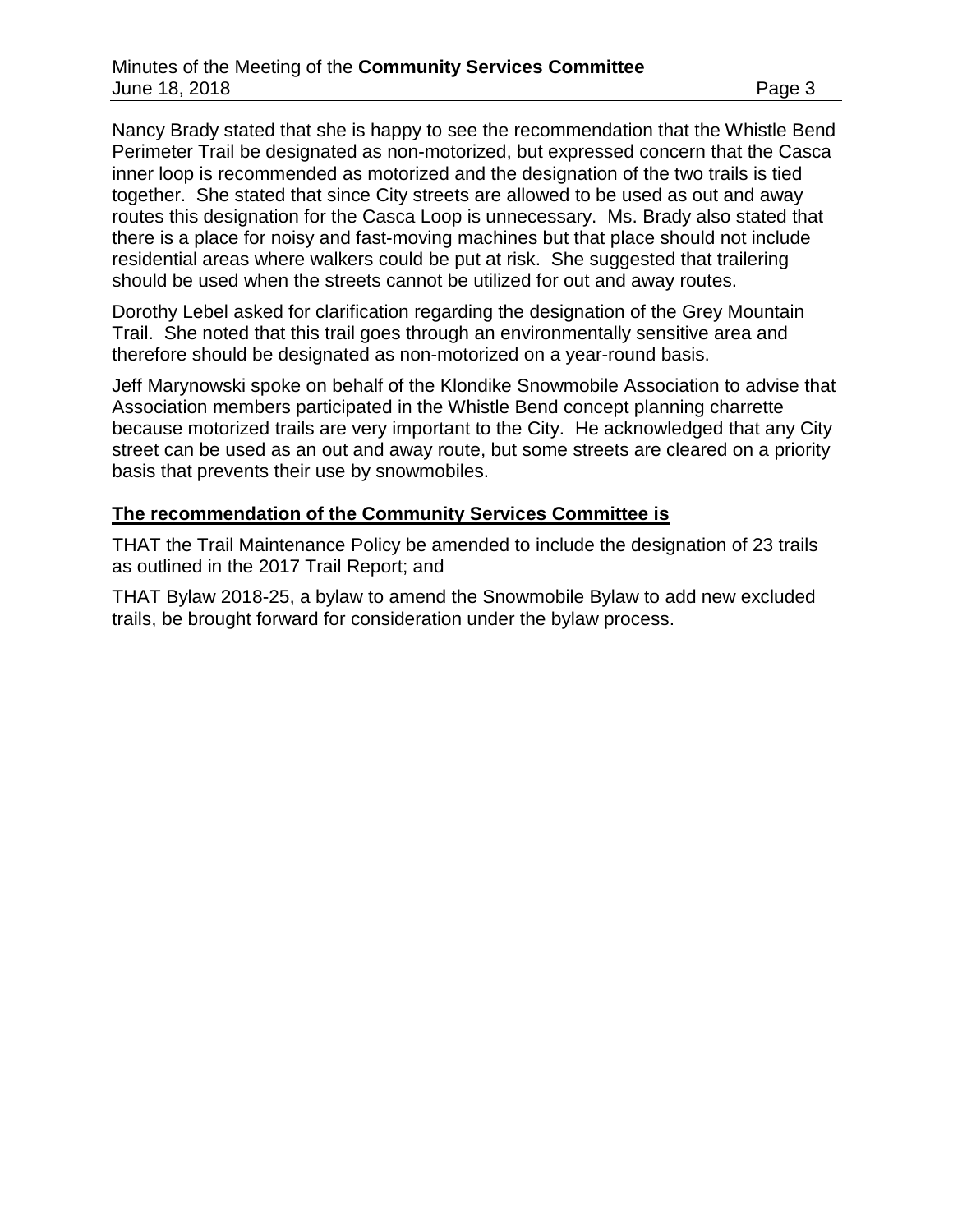Nancy Brady stated that she is happy to see the recommendation that the Whistle Bend Perimeter Trail be designated as non-motorized, but expressed concern that the Casca inner loop is recommended as motorized and the designation of the two trails is tied together. She stated that since City streets are allowed to be used as out and away routes this designation for the Casca Loop is unnecessary. Ms. Brady also stated that there is a place for noisy and fast-moving machines but that place should not include residential areas where walkers could be put at risk. She suggested that trailering should be used when the streets cannot be utilized for out and away routes.

Dorothy Lebel asked for clarification regarding the designation of the Grey Mountain Trail. She noted that this trail goes through an environmentally sensitive area and therefore should be designated as non-motorized on a year-round basis.

Jeff Marynowski spoke on behalf of the Klondike Snowmobile Association to advise that Association members participated in the Whistle Bend concept planning charrette because motorized trails are very important to the City. He acknowledged that any City street can be used as an out and away route, but some streets are cleared on a priority basis that prevents their use by snowmobiles.

**The recommendation of the Community Services Committee is**

THAT the Trail Maintenance Policy be amended to include the designation of 23 trails as outlined in the 2017 Trail Report; and

THAT Bylaw 2018-25, a bylaw to amend the Snowmobile Bylaw to add new excluded trails, be brought forward for consideration under the bylaw process.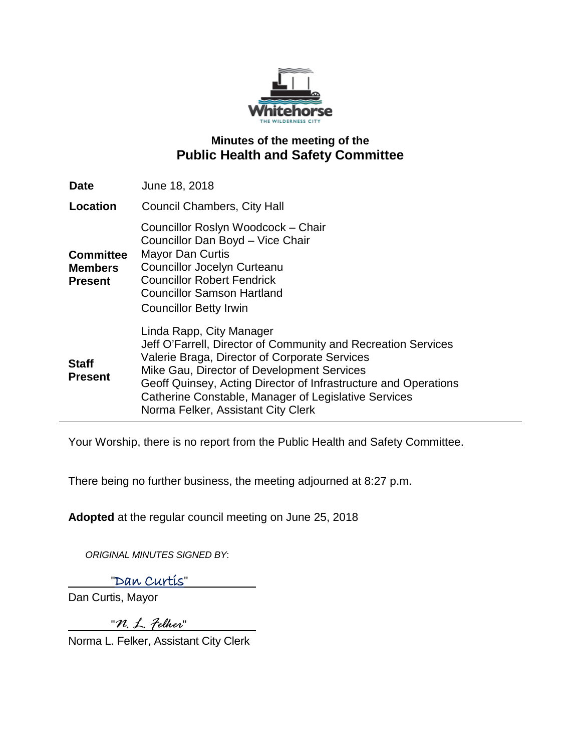## Minutes of the meeting of the

# Public Health and Safety Committee

| | |
|---|---|
| **Date** | June 18, 2018 |
| **Location** | Council Chambers, City Hall |
| **Committee Members Present** | Councillor Roslyn Woodcock – Chair<br>Councillor Dan Boyd – Vice Chair<br>Mayor Dan Curtis<br>Councillor Jocelyn Curteanu<br>Councillor Robert Fendrick<br>Councillor Samson Hartland<br>Councillor Betty Irwin |
| **Staff Present** | Linda Rapp, City Manager<br>Jeff O'Farrell, Director of Community and Recreation Services<br>Valerie Braga, Director of Corporate Services<br>Mike Gau, Director of Development Services<br>Geoff Quinsey, Acting Director of Infrastructure and Operations<br>Catherine Constable, Manager of Legislative Services<br>Norma Felker, Assistant City Clerk |

Your Worship, there is no report from the Public Health and Safety Committee.

There being no further business, the meeting adjourned at 8:27 p.m.

**Adopted** at the regular council meeting on June 25, 2018

*ORIGINAL MINUTES SIGNED BY*:

"Dan Curtis"

Dan Curtis, Mayor

"N. L. Felker"

Norma L. Felker, Assistant City Clerk